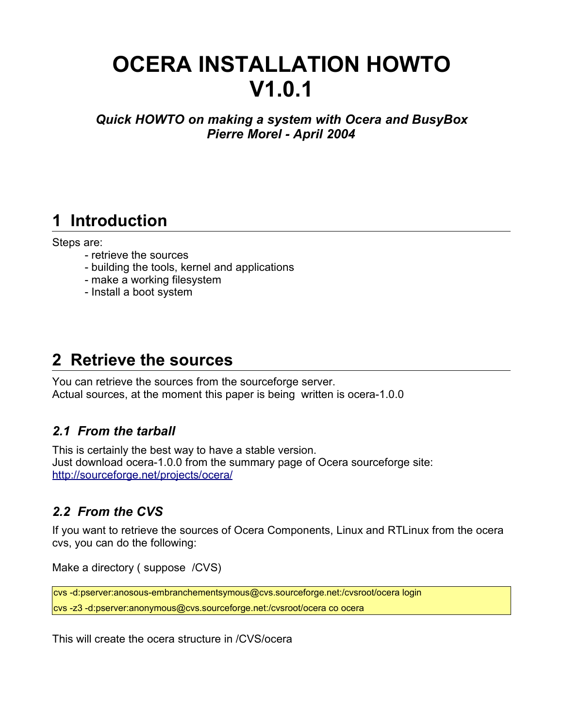# OCERA INSTALLATION HOWTO V1.0.1

***Quick HOWTO on making a system with Ocera and BusyBox***
***Pierre Morel - April 2004***

## 1 Introduction

Steps are:

- retrieve the sources
- building the tools, kernel and applications
- make a working filesystem
- Install a boot system

## 2 Retrieve the sources

You can retrieve the sources from the sourceforge server.
Actual sources, at the moment this paper is being written is ocera-1.0.0

### *2.1 From the tarball*

This is certainly the best way to have a stable version.
Just download ocera-1.0.0 from the summary page of Ocera sourceforge site:
[http://sourceforge.net/projects/ocera/](http://sourceforge.net/projects/ocera/)

### *2.2 From the CVS*

If you want to retrieve the sources of Ocera Components, Linux and RTLinux from the ocera cvs, you can do the following:

Make a directory ( suppose /CVS)

```
cvs -d:pserver:anosous-embranchementsymous@cvs.sourceforge.net:/cvsroot/ocera login
cvs -z3 -d:pserver:anonymous@cvs.sourceforge.net:/cvsroot/ocera co ocera
```

This will create the ocera structure in /CVS/ocera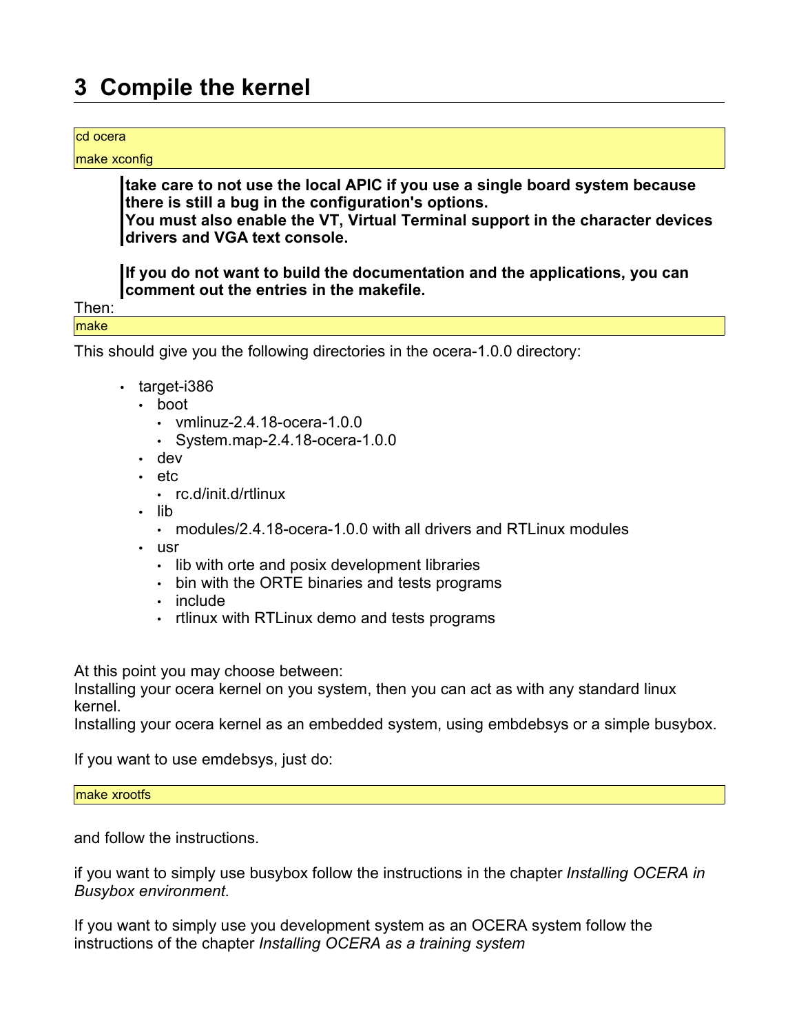# 3 Compile the kernel

```
cd ocera
make xconfig
```

> **take care to not use the local APIC if you use a single board system because there is still a bug in the configuration's options.**
> **You must also enable the VT, Virtual Terminal support in the character devices drivers and VGA text console.**

> **If you do not want to build the documentation and the applications, you can comment out the entries in the makefile.**

Then:

```
make
```

This should give you the following directories in the ocera-1.0.0 directory:

- target-i386
  - boot
    - vmlinuz-2.4.18-ocera-1.0.0
    - System.map-2.4.18-ocera-1.0.0
  - dev
  - etc
    - rc.d/init.d/rtlinux
  - lib
    - modules/2.4.18-ocera-1.0.0 with all drivers and RTLinux modules
  - usr
    - lib with orte and posix development libraries
    - bin with the ORTE binaries and tests programs
    - include
    - rtlinux with RTLinux demo and tests programs

At this point you may choose between:
Installing your ocera kernel on you system, then you can act as with any standard linux kernel.
Installing your ocera kernel as an embedded system, using embdebsys or a simple busybox.

If you want to use emdebsys, just do:

```
make xrootfs
```

and follow the instructions.

if you want to simply use busybox follow the instructions in the chapter *Installing OCERA in Busybox environment*.

If you want to simply use you development system as an OCERA system follow the instructions of the chapter *Installing OCERA as a training system*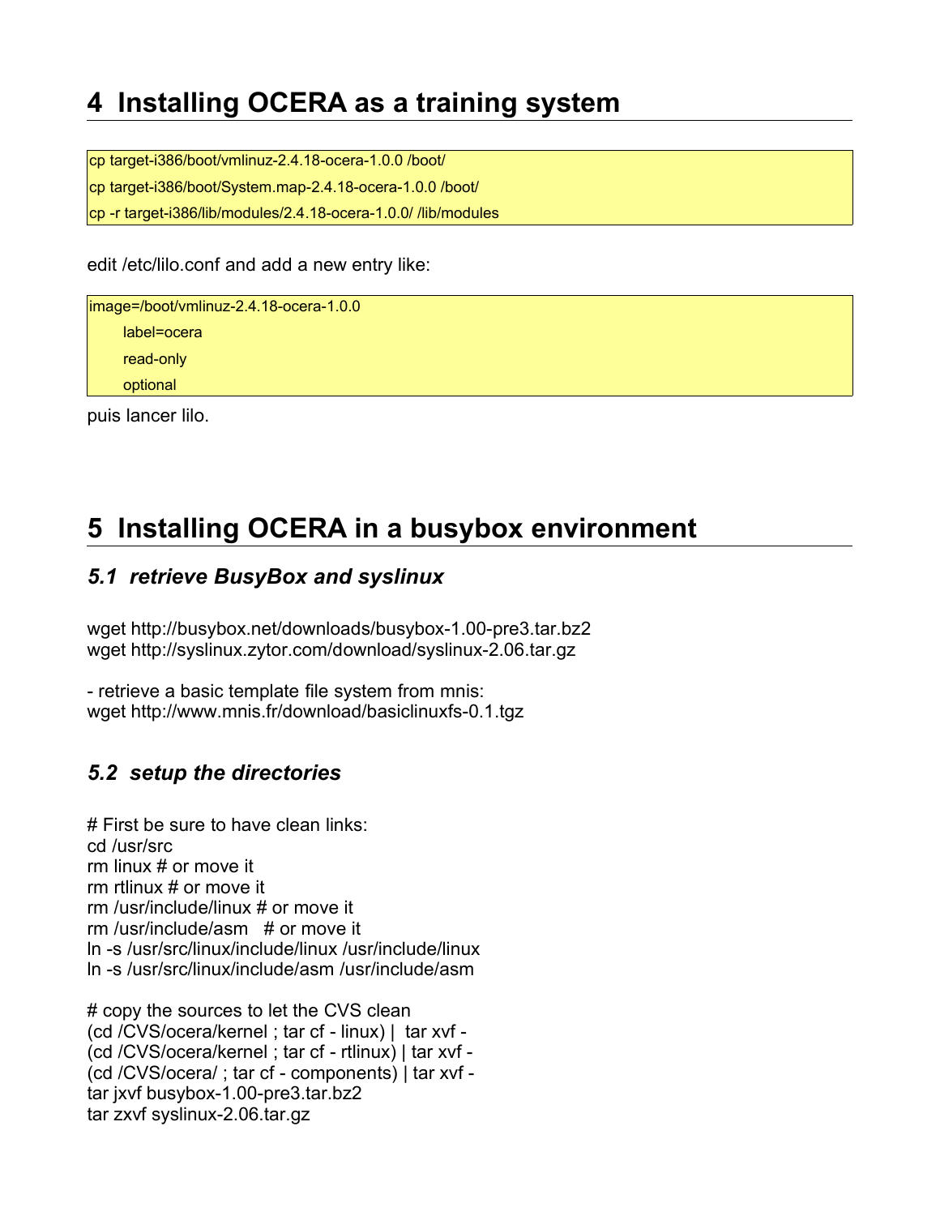# 4 Installing OCERA as a training system

```
cp target-i386/boot/vmlinuz-2.4.18-ocera-1.0.0 /boot/
cp target-i386/boot/System.map-2.4.18-ocera-1.0.0 /boot/
cp -r target-i386/lib/modules/2.4.18-ocera-1.0.0/ /lib/modules
```

edit /etc/lilo.conf and add a new entry like:

```
image=/boot/vmlinuz-2.4.18-ocera-1.0.0
    label=ocera
    read-only
    optional
```

puis lancer lilo.

# 5 Installing OCERA in a busybox environment

## *5.1 retrieve BusyBox and syslinux*

wget http://busybox.net/downloads/busybox-1.00-pre3.tar.bz2
wget http://syslinux.zytor.com/download/syslinux-2.06.tar.gz

- retrieve a basic template file system from mnis:
wget http://www.mnis.fr/download/basiclinuxfs-0.1.tgz

## *5.2 setup the directories*

```
# First be sure to have clean links:
cd /usr/src
rm linux # or move it
rm rtlinux # or move it
rm /usr/include/linux # or move it
rm /usr/include/asm   # or move it
ln -s /usr/src/linux/include/linux /usr/include/linux
ln -s /usr/src/linux/include/asm /usr/include/asm

# copy the sources to let the CVS clean
(cd /CVS/ocera/kernel ; tar cf - linux) |  tar xvf -
(cd /CVS/ocera/kernel ; tar cf - rtlinux) | tar xvf -
(cd /CVS/ocera/ ; tar cf - components) | tar xvf -
tar jxvf busybox-1.00-pre3.tar.bz2
tar zxvf syslinux-2.06.tar.gz
```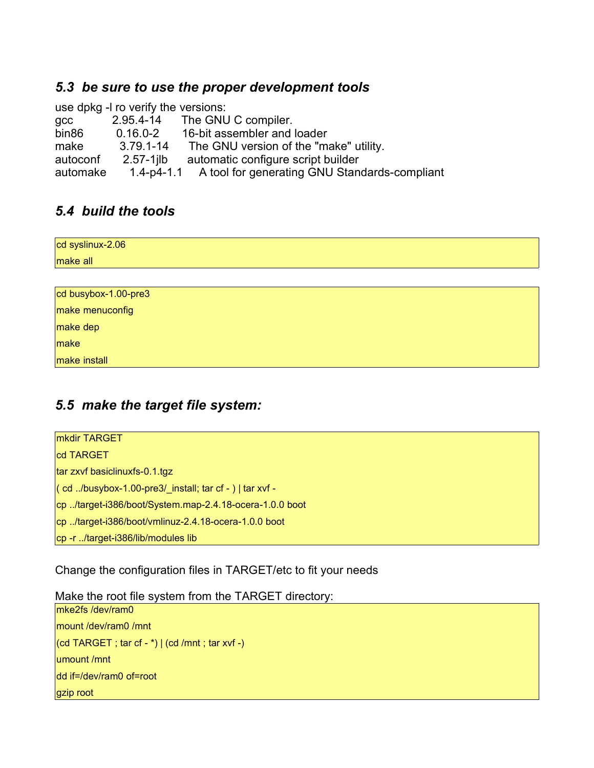### *5.3 be sure to use the proper development tools*

use dpkg -l ro verify the versions:

| | | |
|---|---|---|
| gcc | 2.95.4-14 | The GNU C compiler. |
| bin86 | 0.16.0-2 | 16-bit assembler and loader |
| make | 3.79.1-14 | The GNU version of the "make" utility. |
| autoconf | 2.57-1jlb | automatic configure script builder |
| automake | 1.4-p4-1.1 | A tool for generating GNU Standards-compliant |

### *5.4 build the tools*

```
cd syslinux-2.06
make all
```

```
cd busybox-1.00-pre3
make menuconfig
make dep
make
make install
```

### *5.5 make the target file system:*

```
mkdir TARGET
cd TARGET
tar zxvf basiclinuxfs-0.1.tgz
( cd ../busybox-1.00-pre3/_install; tar cf - ) | tar xvf -
cp ../target-i386/boot/System.map-2.4.18-ocera-1.0.0 boot
cp ../target-i386/boot/vmlinuz-2.4.18-ocera-1.0.0 boot
cp -r ../target-i386/lib/modules lib
```

Change the configuration files in TARGET/etc to fit your needs

Make the root file system from the TARGET directory:

```
mke2fs /dev/ram0
mount /dev/ram0 /mnt
(cd TARGET ; tar cf - *) | (cd /mnt ; tar xvf -)
umount /mnt
dd if=/dev/ram0 of=root
gzip root
```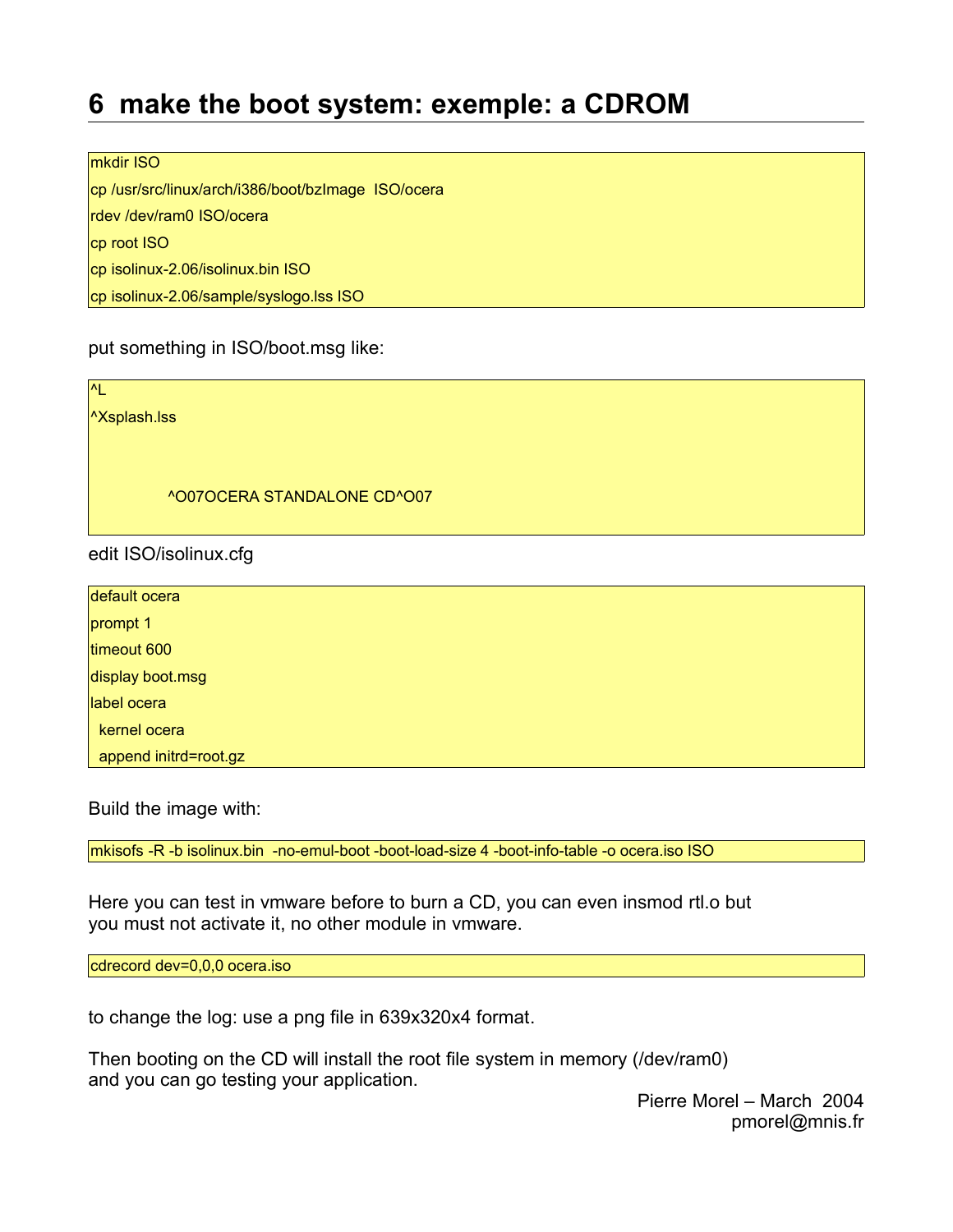# 6 make the boot system: exemple: a CDROM

```
mkdir ISO
cp /usr/src/linux/arch/i386/boot/bzImage  ISO/ocera
rdev /dev/ram0 ISO/ocera
cp root ISO
cp isolinux-2.06/isolinux.bin ISO
cp isolinux-2.06/sample/syslogo.lss ISO
```

put something in ISO/boot.msg like:

```
^L
^Xsplash.lss



          ^O07OCERA STANDALONE CD^O07

```

edit ISO/isolinux.cfg

```
default ocera
prompt 1
timeout 600
display boot.msg
label ocera
  kernel ocera
  append initrd=root.gz
```

Build the image with:

```
mkisofs -R -b isolinux.bin  -no-emul-boot -boot-load-size 4 -boot-info-table -o ocera.iso ISO
```

Here you can test in vmware before to burn a CD, you can even insmod rtl.o but you must not activate it, no other module in vmware.

```
cdrecord dev=0,0,0 ocera.iso
```

to change the log: use a png file in 639x320x4 format.

Then booting on the CD will install the root file system in memory (/dev/ram0) and you can go testing your application.

Pierre Morel – March 2004
pmorel@mnis.fr